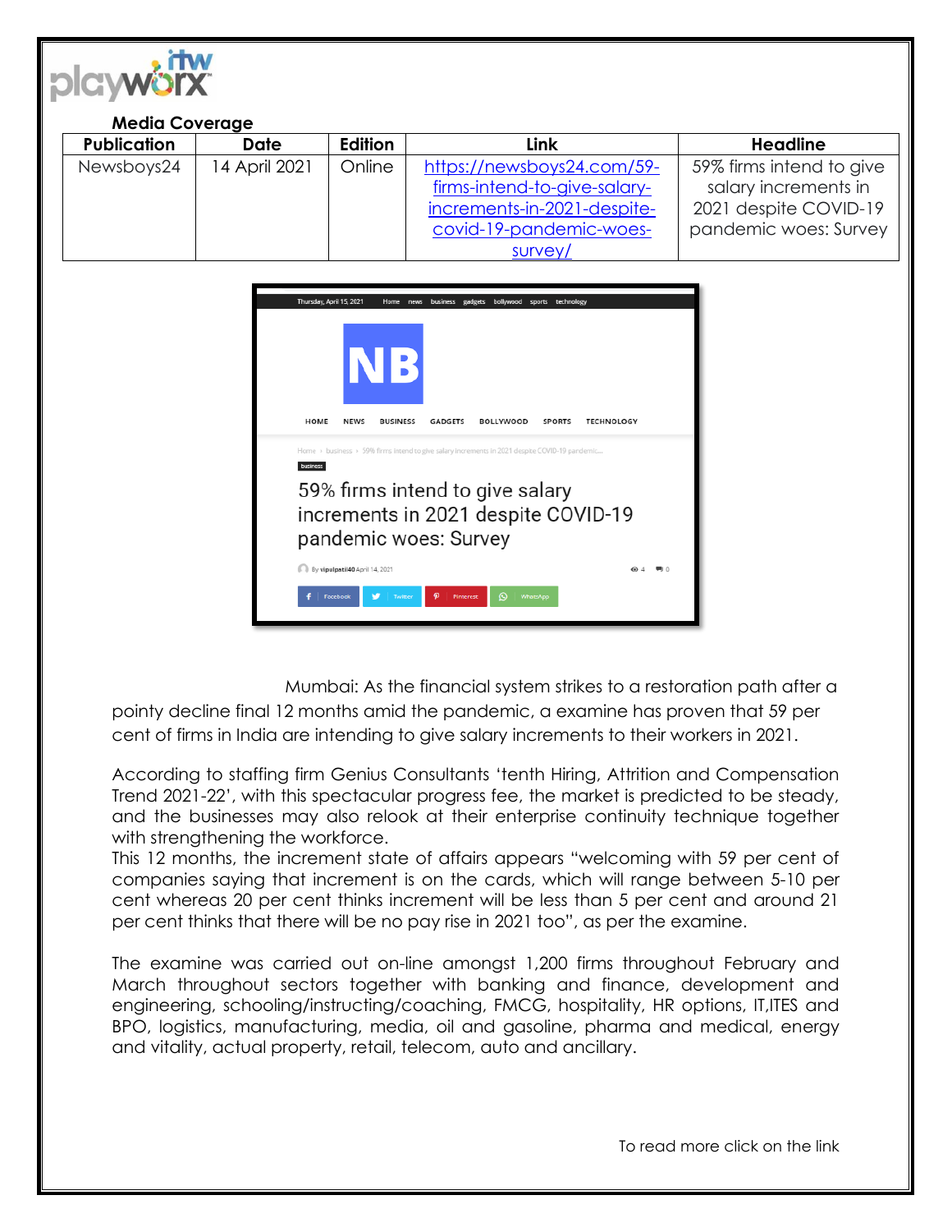**Media Coverage**

| Publication | Date | Edition | Link | Headline |
| --- | --- | --- | --- | --- |
| Newsboys24 | 14 April 2021 | Online | https://newsboys24.com/59-firms-intend-to-give-salary-increments-in-2021-despite-covid-19-pandemic-woes-survey/ | 59% firms intend to give salary increments in 2021 despite COVID-19 pandemic woes: Survey |

Thursday, April 15, 2021 Home news business gadgets bollywood sports technology

NB

HOME NEWS BUSINESS GADGETS BOLLYWOOD SPORTS TECHNOLOGY

Home › business › 59% firms intend to give salary increments in 2021 despite COVID-19 pandemic...

business

59% firms intend to give salary increments in 2021 despite COVID-19 pandemic woes: Survey

By vipulpatil40 April 14, 2021

Facebook Twitter Pinterest WhatsApp

Mumbai: As the financial system strikes to a restoration path after a pointy decline final 12 months amid the pandemic, a examine has proven that 59 per cent of firms in India are intending to give salary increments to their workers in 2021.

According to staffing firm Genius Consultants 'tenth Hiring, Attrition and Compensation Trend 2021-22', with this spectacular progress fee, the market is predicted to be steady, and the businesses may also relook at their enterprise continuity technique together with strengthening the workforce.

This 12 months, the increment state of affairs appears "welcoming with 59 per cent of companies saying that increment is on the cards, which will range between 5-10 per cent whereas 20 per cent thinks increment will be less than 5 per cent and around 21 per cent thinks that there will be no pay rise in 2021 too", as per the examine.

The examine was carried out on-line amongst 1,200 firms throughout February and March throughout sectors together with banking and finance, development and engineering, schooling/instructing/coaching, FMCG, hospitality, HR options, IT,ITES and BPO, logistics, manufacturing, media, oil and gasoline, pharma and medical, energy and vitality, actual property, retail, telecom, auto and ancillary.

To read more click on the link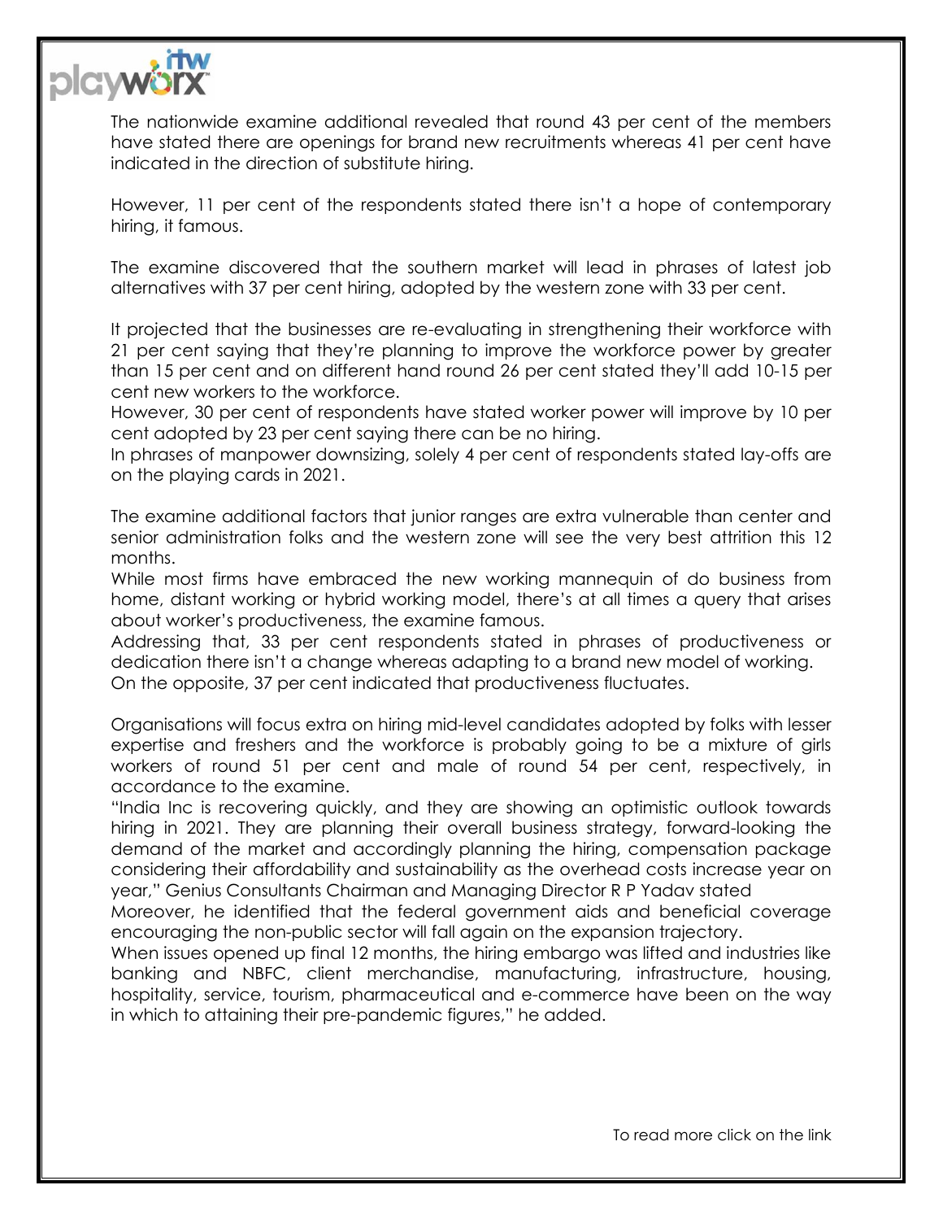The nationwide examine additional revealed that round 43 per cent of the members have stated there are openings for brand new recruitments whereas 41 per cent have indicated in the direction of substitute hiring.

However, 11 per cent of the respondents stated there isn't a hope of contemporary hiring, it famous.

The examine discovered that the southern market will lead in phrases of latest job alternatives with 37 per cent hiring, adopted by the western zone with 33 per cent.

It projected that the businesses are re-evaluating in strengthening their workforce with 21 per cent saying that they're planning to improve the workforce power by greater than 15 per cent and on different hand round 26 per cent stated they'll add 10-15 per cent new workers to the workforce.
However, 30 per cent of respondents have stated worker power will improve by 10 per cent adopted by 23 per cent saying there can be no hiring.
In phrases of manpower downsizing, solely 4 per cent of respondents stated lay-offs are on the playing cards in 2021.

The examine additional factors that junior ranges are extra vulnerable than center and senior administration folks and the western zone will see the very best attrition this 12 months.
While most firms have embraced the new working mannequin of do business from home, distant working or hybrid working model, there's at all times a query that arises about worker's productiveness, the examine famous.
Addressing that, 33 per cent respondents stated in phrases of productiveness or dedication there isn't a change whereas adapting to a brand new model of working.
On the opposite, 37 per cent indicated that productiveness fluctuates.

Organisations will focus extra on hiring mid-level candidates adopted by folks with lesser expertise and freshers and the workforce is probably going to be a mixture of girls workers of round 51 per cent and male of round 54 per cent, respectively, in accordance to the examine.
"India Inc is recovering quickly, and they are showing an optimistic outlook towards hiring in 2021. They are planning their overall business strategy, forward-looking the demand of the market and accordingly planning the hiring, compensation package considering their affordability and sustainability as the overhead costs increase year on year," Genius Consultants Chairman and Managing Director R P Yadav stated
Moreover, he identified that the federal government aids and beneficial coverage encouraging the non-public sector will fall again on the expansion trajectory.
When issues opened up final 12 months, the hiring embargo was lifted and industries like banking and NBFC, client merchandise, manufacturing, infrastructure, housing, hospitality, service, tourism, pharmaceutical and e-commerce have been on the way in which to attaining their pre-pandemic figures," he added.

To read more click on the link